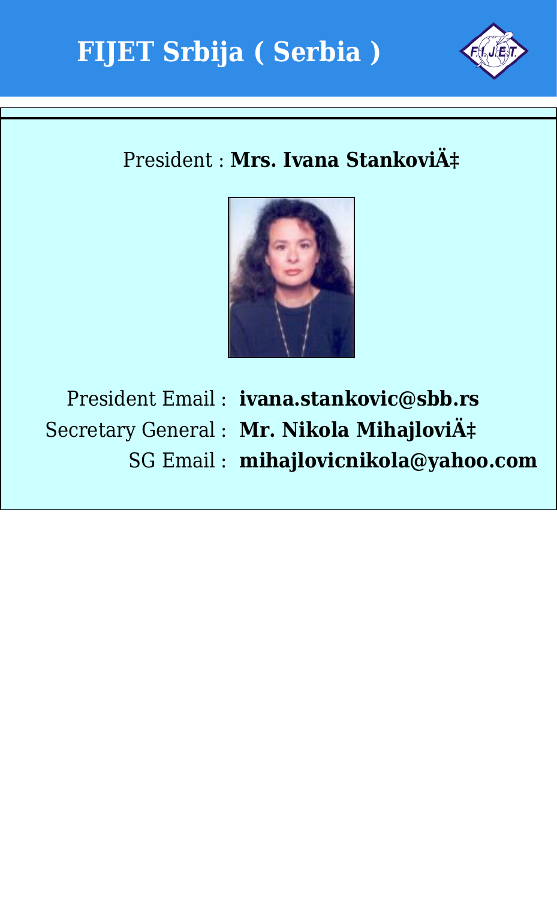# FIJET Srbija ( Serbia )

President : **Mrs. Ivana StankoviÄ‡**

President Email : **ivana.stankovic@sbb.rs**

Secretary General : **Mr. Nikola MihajloviÄ‡**

SG Email : **mihajlovicnikola@yahoo.com**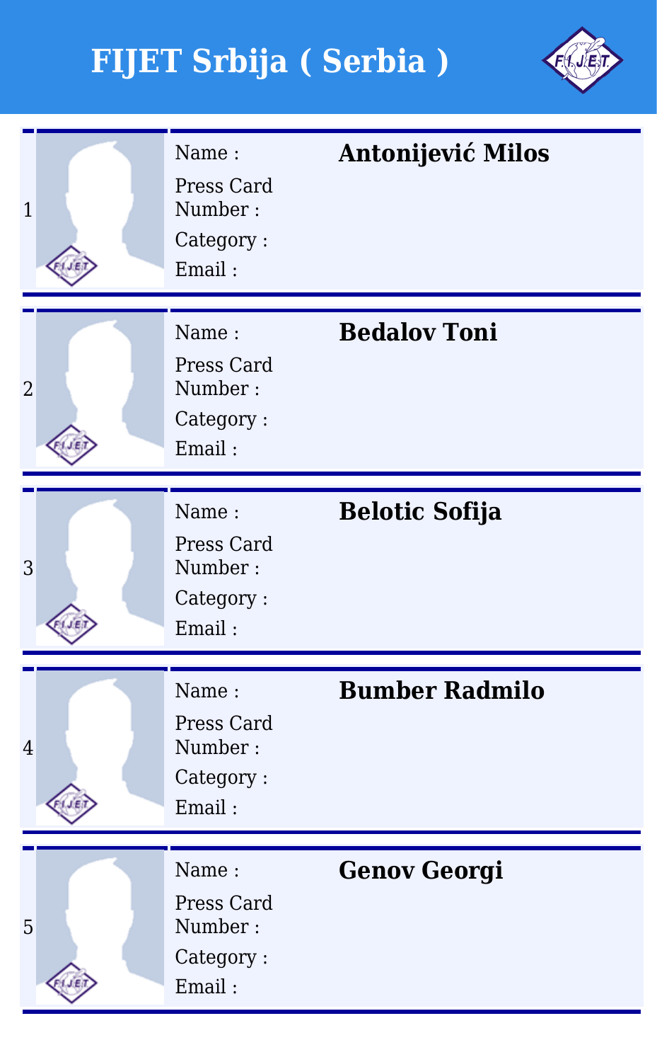# FIJET Srbija ( Serbia )

| # | Field | Value |
| --- | --- | --- |
| 1 | Name : | **Antonijević Milos** |
| | Press Card Number : | |
| | Category : | |
| | Email : | |
| 2 | Name : | **Bedalov Toni** |
| | Press Card Number : | |
| | Category : | |
| | Email : | |
| 3 | Name : | **Belotic Sofija** |
| | Press Card Number : | |
| | Category : | |
| | Email : | |
| 4 | Name : | **Bumber Radmilo** |
| | Press Card Number : | |
| | Category : | |
| | Email : | |
| 5 | Name : | **Genov Georgi** |
| | Press Card Number : | |
| | Category : | |
| | Email : | |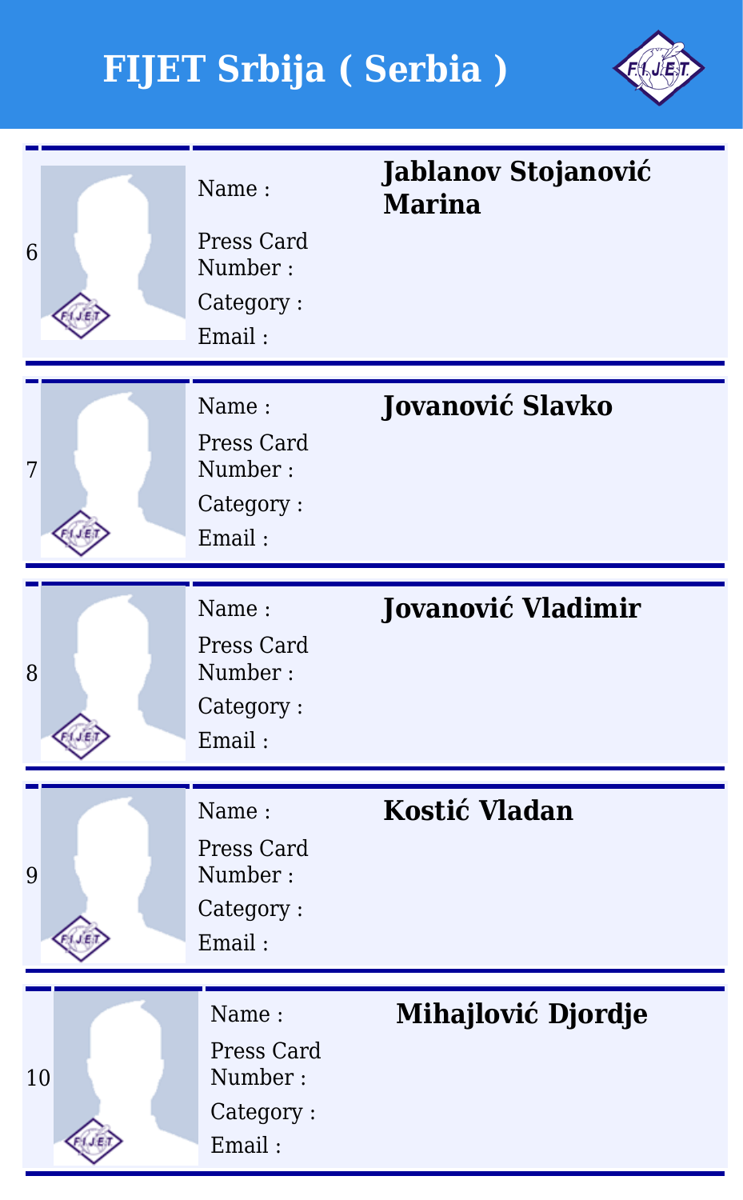# FIJET Srbija ( Serbia )

| # | Field | Value |
|---|---|---|
| 6 | Name : | **Jablanov Stojanović Marina** |
| | Press Card Number : | |
| | Category : | |
| | Email : | |
| 7 | Name : | **Jovanović Slavko** |
| | Press Card Number : | |
| | Category : | |
| | Email : | |
| 8 | Name : | **Jovanović Vladimir** |
| | Press Card Number : | |
| | Category : | |
| | Email : | |
| 9 | Name : | **Kostić Vladan** |
| | Press Card Number : | |
| | Category : | |
| | Email : | |
| 10 | Name : | **Mihajlović Djordje** |
| | Press Card Number : | |
| | Category : | |
| | Email : | |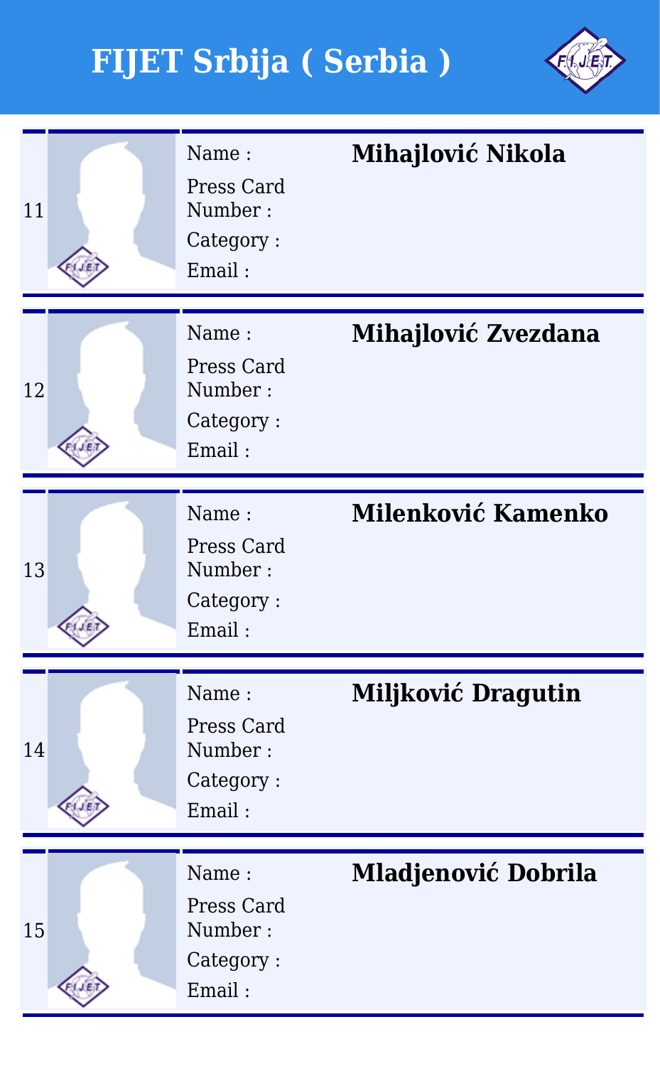# FIJET Srbija ( Serbia )

| # | Field | Value |
|---|---|---|
| 11 | Name : | **Mihajlović Nikola** |
| | Press Card Number : | |
| | Category : | |
| | Email : | |
| 12 | Name : | **Mihajlović Zvezdana** |
| | Press Card Number : | |
| | Category : | |
| | Email : | |
| 13 | Name : | **Milenković Kamenko** |
| | Press Card Number : | |
| | Category : | |
| | Email : | |
| 14 | Name : | **Miljković Dragutin** |
| | Press Card Number : | |
| | Category : | |
| | Email : | |
| 15 | Name : | **Mladjenović Dobrila** |
| | Press Card Number : | |
| | Category : | |
| | Email : | |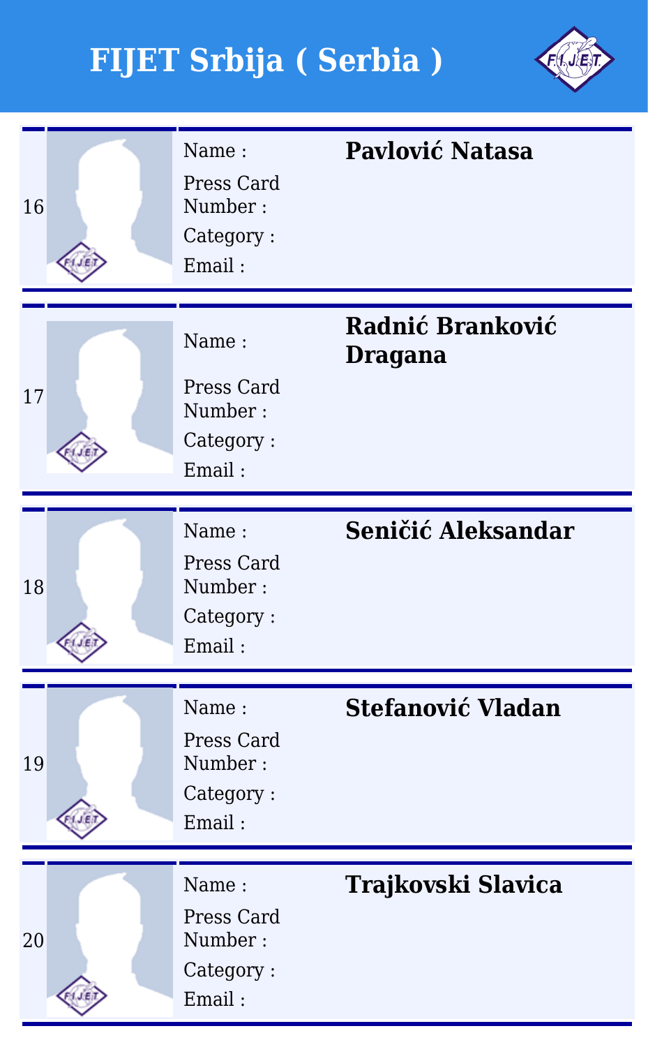# FIJET Srbija ( Serbia )

| # | Field | Value |
|---|---|---|
| 16 | Name : | **Pavlović Natasa** |
| | Press Card Number : | |
| | Category : | |
| | Email : | |
| 17 | Name : | **Radnić Branković Dragana** |
| | Press Card Number : | |
| | Category : | |
| | Email : | |
| 18 | Name : | **Seničić Aleksandar** |
| | Press Card Number : | |
| | Category : | |
| | Email : | |
| 19 | Name : | **Stefanović Vladan** |
| | Press Card Number : | |
| | Category : | |
| | Email : | |
| 20 | Name : | **Trajkovski Slavica** |
| | Press Card Number : | |
| | Category : | |
| | Email : | |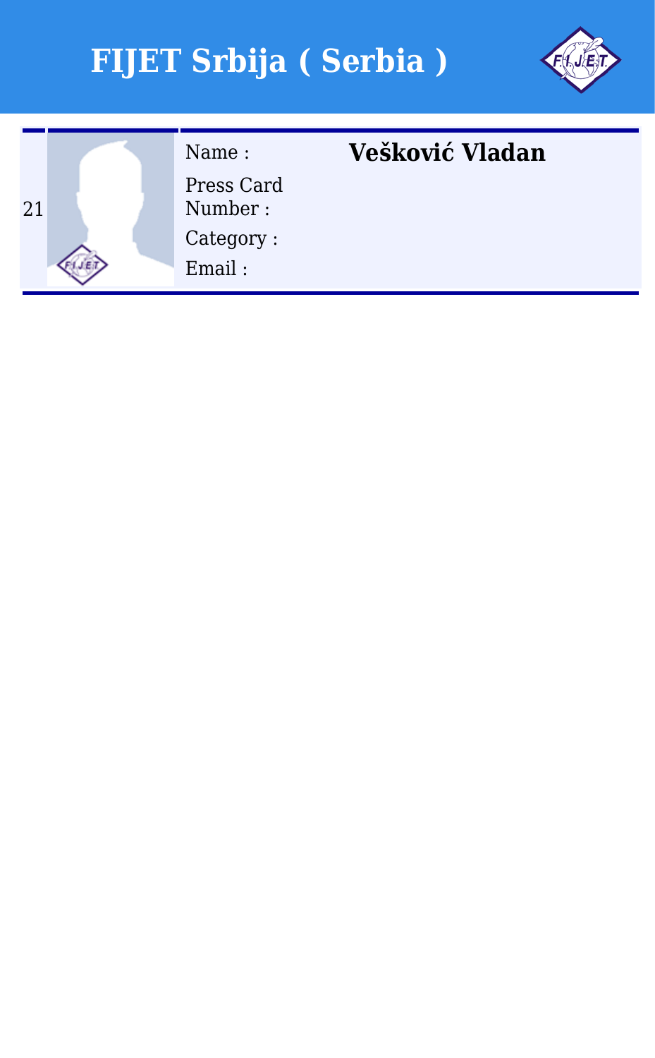# FIJET Srbija ( Serbia )

| | | | |
|---|---|---|---|
| 21 | | Name : | **Vešković Vladan** |
| | | Press Card Number : | |
| | | Category : | |
| | | Email : | |